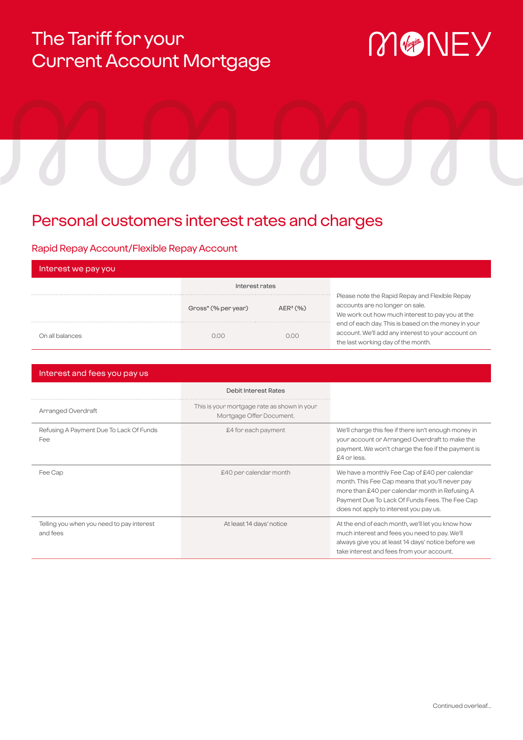# The Tariff for your Current Account Mortgage

MONEY

## Personal customers interest rates and charges

### Rapid Repay Account/Flexible Repay Account

**Interest we pay you**

| | Interest rates | | |
|---|---|---|---|
| | Gross* (% per year) | AER† (%) | Please note the Rapid Repay and Flexible Repay accounts are no longer on sale. We work out how much interest to pay you at the end of each day. This is based on the money in your account. We'll add any interest to your account on the last working day of the month. |
| On all balances | 0.00 | 0.00 | |

**Interest and fees you pay us**

| | Debit Interest Rates | |
|---|---|---|
| Arranged Overdraft | This is your mortgage rate as shown in your Mortgage Offer Document. | |
| Refusing A Payment Due To Lack Of Funds Fee | £4 for each payment | We'll charge this fee if there isn't enough money in your account or Arranged Overdraft to make the payment. We won't charge the fee if the payment is £4 or less. |
| Fee Cap | £40 per calendar month | We have a monthly Fee Cap of £40 per calendar month. This Fee Cap means that you'll never pay more than £40 per calendar month in Refusing A Payment Due To Lack Of Funds Fees. The Fee Cap does not apply to interest you pay us. |
| Telling you when you need to pay interest and fees | At least 14 days' notice | At the end of each month, we'll let you know how much interest and fees you need to pay. We'll always give you at least 14 days' notice before we take interest and fees from your account. |

Continued overleaf...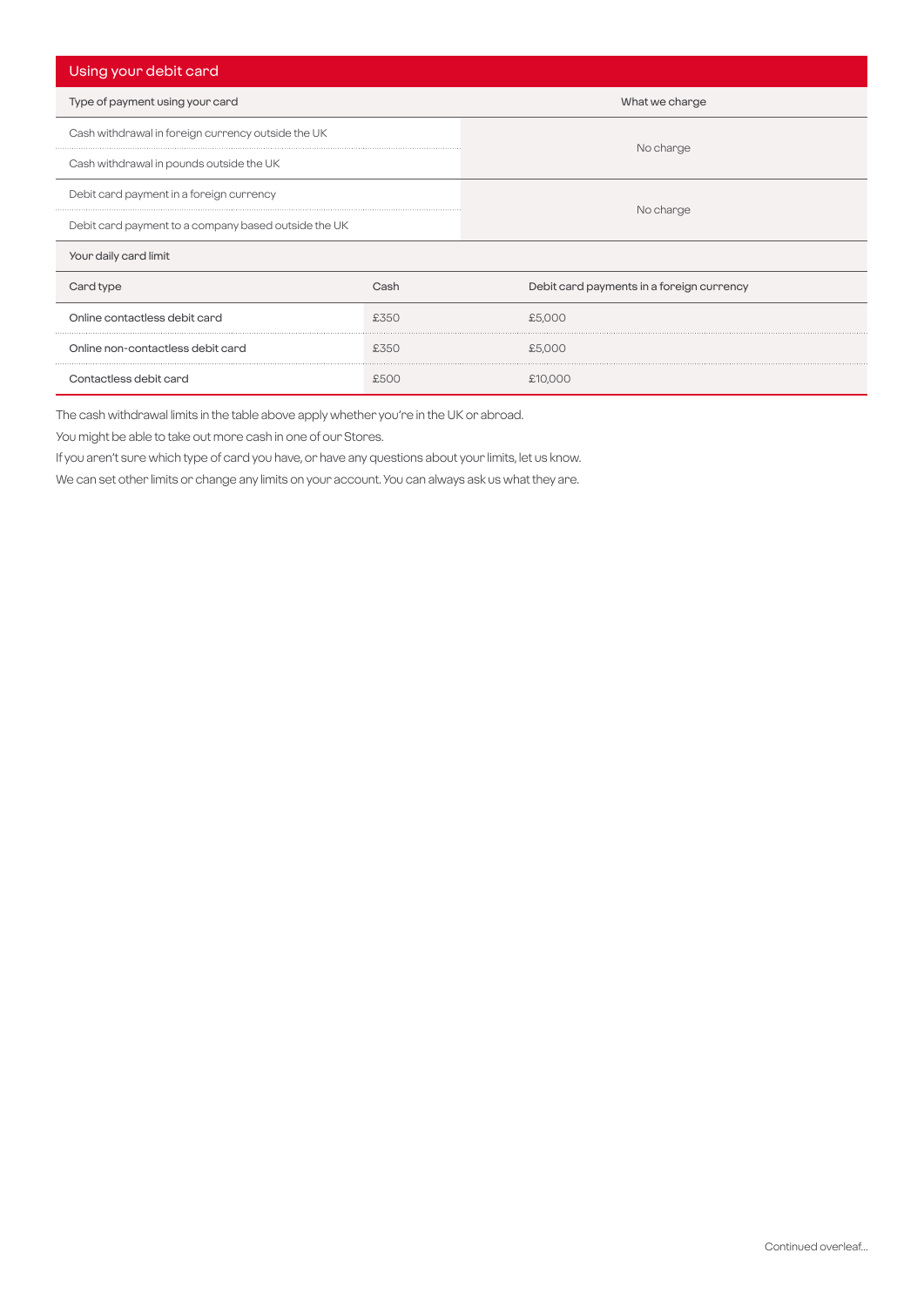## Using your debit card

| Type of payment using your card | What we charge |
| --- | --- |
| Cash withdrawal in foreign currency outside the UK | No charge |
| Cash withdrawal in pounds outside the UK | |
| Debit card payment in a foreign currency | No charge |
| Debit card payment to a company based outside the UK | |

Your daily card limit

| Card type | Cash | Debit card payments in a foreign currency |
| --- | --- | --- |
| Online contactless debit card | £350 | £5,000 |
| Online non-contactless debit card | £350 | £5,000 |
| Contactless debit card | £500 | £10,000 |

The cash withdrawal limits in the table above apply whether you're in the UK or abroad.

You might be able to take out more cash in one of our Stores.

If you aren't sure which type of card you have, or have any questions about your limits, let us know.

We can set other limits or change any limits on your account. You can always ask us what they are.

Continued overleaf...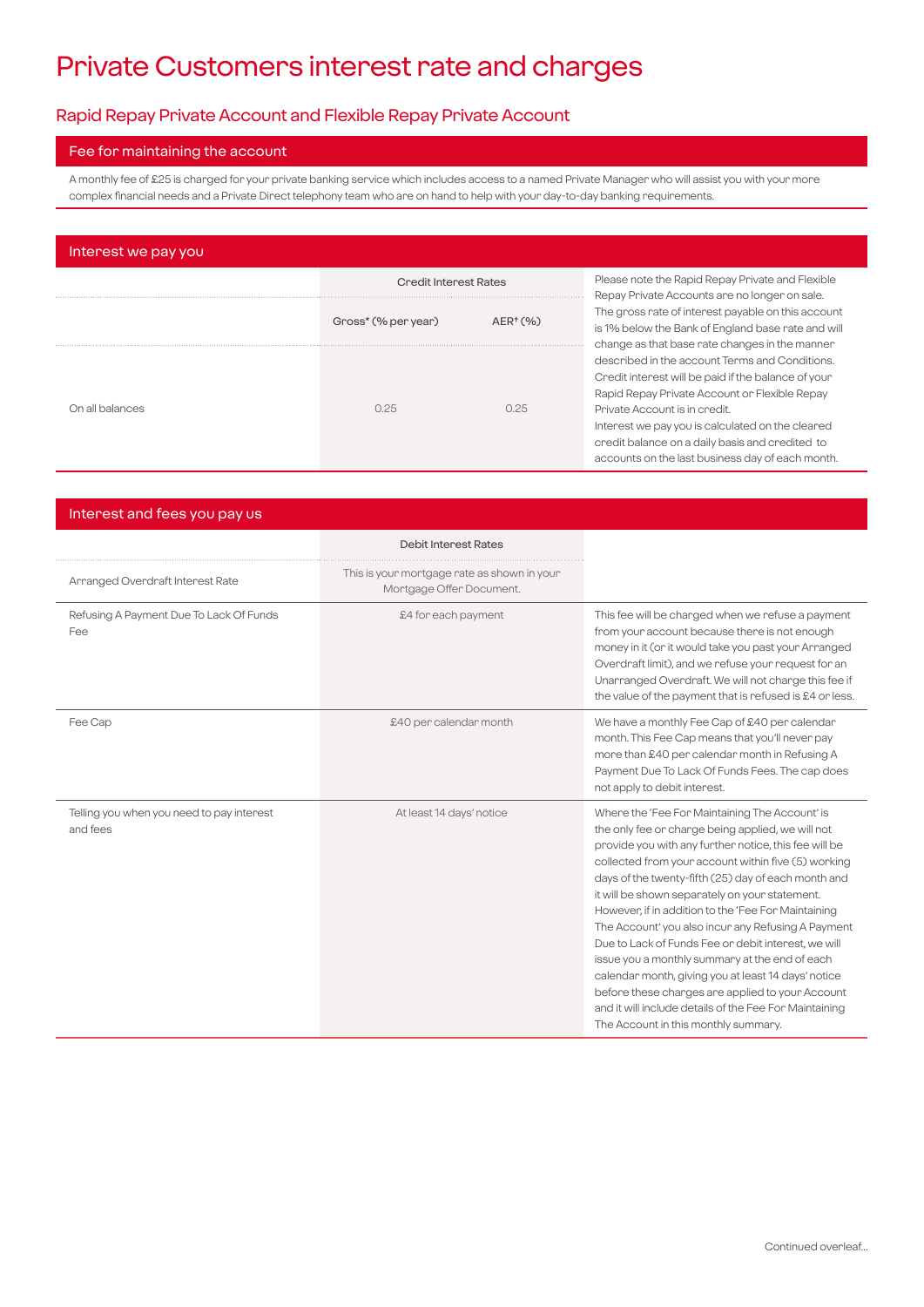# Private Customers interest rate and charges

## Rapid Repay Private Account and Flexible Repay Private Account

### Fee for maintaining the account

A monthly fee of £25 is charged for your private banking service which includes access to a named Private Manager who will assist you with your more complex financial needs and a Private Direct telephony team who are on hand to help with your day-to-day banking requirements.

### Interest we pay you

| | Credit Interest Rates | | |
|---|---|---|---|
| | Gross* (% per year) | AER† (%) | |
| On all balances | 0.25 | 0.25 | Please note the Rapid Repay Private and Flexible Repay Private Accounts are no longer on sale. The gross rate of interest payable on this account is 1% below the Bank of England base rate and will change as that base rate changes in the manner described in the account Terms and Conditions. Credit interest will be paid if the balance of your Rapid Repay Private Account or Flexible Repay Private Account is in credit. Interest we pay you is calculated on the cleared credit balance on a daily basis and credited to accounts on the last business day of each month. |

### Interest and fees you pay us

| | Debit Interest Rates | |
|---|---|---|
| Arranged Overdraft Interest Rate | This is your mortgage rate as shown in your Mortgage Offer Document. | |
| Refusing A Payment Due To Lack Of Funds Fee | £4 for each payment | This fee will be charged when we refuse a payment from your account because there is not enough money in it (or it would take you past your Arranged Overdraft limit), and we refuse your request for an Unarranged Overdraft. We will not charge this fee if the value of the payment that is refused is £4 or less. |
| Fee Cap | £40 per calendar month | We have a monthly Fee Cap of £40 per calendar month. This Fee Cap means that you'll never pay more than £40 per calendar month in Refusing A Payment Due To Lack Of Funds Fees. The cap does not apply to debit interest. |
| Telling you when you need to pay interest and fees | At least 14 days' notice | Where the 'Fee For Maintaining The Account' is the only fee or charge being applied, we will not provide you with any further notice, this fee will be collected from your account within five (5) working days of the twenty-fifth (25) day of each month and it will be shown separately on your statement. However, if in addition to the 'Fee For Maintaining The Account' you also incur any Refusing A Payment Due to Lack of Funds Fee or debit interest, we will issue you a monthly summary at the end of each calendar month, giving you at least 14 days' notice before these charges are applied to your Account and it will include details of the Fee For Maintaining The Account in this monthly summary. |

Continued overleaf...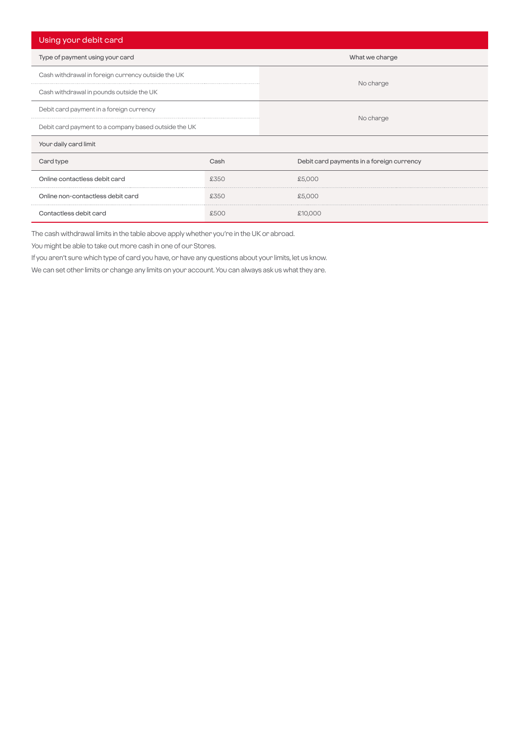## Using your debit card

| Type of payment using your card | What we charge |
| --- | --- |
| Cash withdrawal in foreign currency outside the UK | No charge |
| Cash withdrawal in pounds outside the UK | |
| Debit card payment in a foreign currency | No charge |
| Debit card payment to a company based outside the UK | |

**Your daily card limit**

| Card type | Cash | Debit card payments in a foreign currency |
| --- | --- | --- |
| Online contactless debit card | £350 | £5,000 |
| Online non-contactless debit card | £350 | £5,000 |
| Contactless debit card | £500 | £10,000 |

The cash withdrawal limits in the table above apply whether you're in the UK or abroad.

You might be able to take out more cash in one of our Stores.

If you aren't sure which type of card you have, or have any questions about your limits, let us know.

We can set other limits or change any limits on your account. You can always ask us what they are.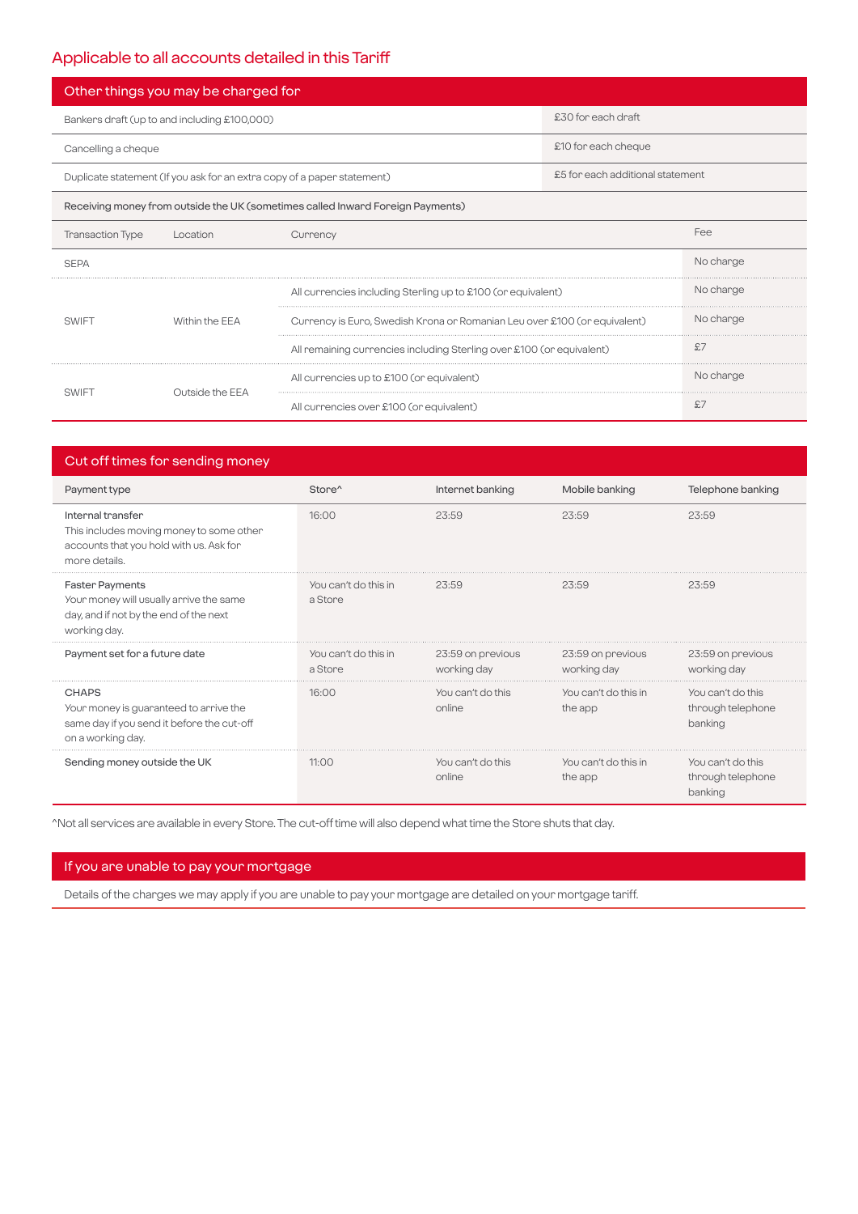## Applicable to all accounts detailed in this Tariff

### Other things you may be charged for

| | |
|---|---|
| Bankers draft (up to and including £100,000) | £30 for each draft |
| Cancelling a cheque | £10 for each cheque |
| Duplicate statement (If you ask for an extra copy of a paper statement) | £5 for each additional statement |

**Receiving money from outside the UK (sometimes called Inward Foreign Payments)**

| Transaction Type | Location | Currency | Fee |
|---|---|---|---|
| SEPA | | | No charge |
| SWIFT | Within the EEA | All currencies including Sterling up to £100 (or equivalent) | No charge |
| | | Currency is Euro, Swedish Krona or Romanian Leu over £100 (or equivalent) | No charge |
| | | All remaining currencies including Sterling over £100 (or equivalent) | £7 |
| SWIFT | Outside the EEA | All currencies up to £100 (or equivalent) | No charge |
| | | All currencies over £100 (or equivalent) | £7 |

### Cut off times for sending money

| Payment type | Store^ | Internet banking | Mobile banking | Telephone banking |
|---|---|---|---|---|
| Internal transfer<br>This includes moving money to some other accounts that you hold with us. Ask for more details. | 16:00 | 23:59 | 23:59 | 23:59 |
| Faster Payments<br>Your money will usually arrive the same day, and if not by the end of the next working day. | You can't do this in a Store | 23:59 | 23:59 | 23:59 |
| Payment set for a future date | You can't do this in a Store | 23:59 on previous working day | 23:59 on previous working day | 23:59 on previous working day |
| CHAPS<br>Your money is guaranteed to arrive the same day if you send it before the cut-off on a working day. | 16:00 | You can't do this online | You can't do this in the app | You can't do this through telephone banking |
| Sending money outside the UK | 11:00 | You can't do this online | You can't do this in the app | You can't do this through telephone banking |

^Not all services are available in every Store. The cut-off time will also depend what time the Store shuts that day.

### If you are unable to pay your mortgage

Details of the charges we may apply if you are unable to pay your mortgage are detailed on your mortgage tariff.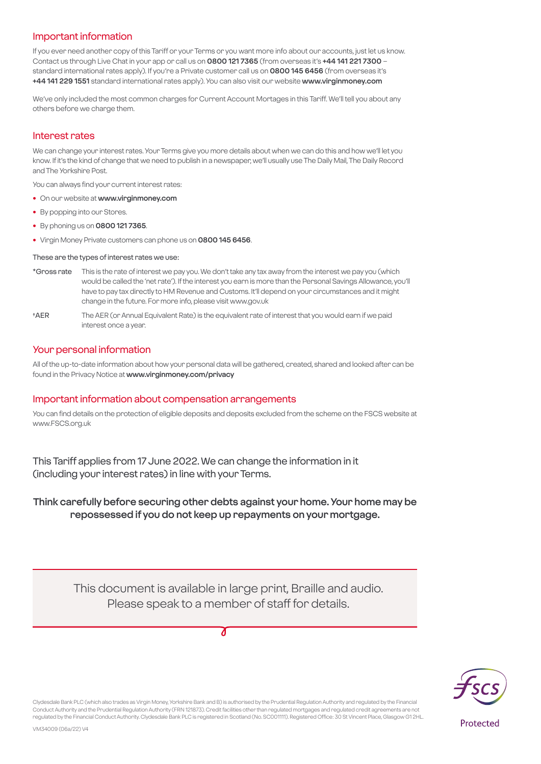## Important information

If you ever need another copy of this Tariff or your Terms or you want more info about our accounts, just let us know. Contact us through Live Chat in your app or call us on **0800 121 7365** (from overseas it's **+44 141 221 7300** – standard international rates apply). If you're a Private customer call us on **0800 145 6456** (from overseas it's **+44 141 229 1551** standard international rates apply). You can also visit our website **www.virginmoney.com**

We've only included the most common charges for Current Account Mortages in this Tariff. We'll tell you about any others before we charge them.

## Interest rates

We can change your interest rates. Your Terms give you more details about when we can do this and how we'll let you know. If it's the kind of change that we need to publish in a newspaper, we'll usually use The Daily Mail, The Daily Record and The Yorkshire Post.

You can always find your current interest rates:

- On our website at **www.virginmoney.com**
- By popping into our Stores.
- By phoning us on **0800 121 7365**.
- Virgin Money Private customers can phone us on **0800 145 6456**.

These are the types of interest rates we use:

| | |
|---|---|
| *Gross rate | This is the rate of interest we pay you. We don't take any tax away from the interest we pay you (which would be called the 'net rate'). If the interest you earn is more than the Personal Savings Allowance, you'll have to pay tax directly to HM Revenue and Customs. It'll depend on your circumstances and it might change in the future. For more info, please visit www.gov.uk |
| †AER | The AER (or Annual Equivalent Rate) is the equivalent rate of interest that you would earn if we paid interest once a year. |

## Your personal information

All of the up-to-date information about how your personal data will be gathered, created, shared and looked after can be found in the Privacy Notice at **www.virginmoney.com/privacy**

## Important information about compensation arrangements

You can find details on the protection of eligible deposits and deposits excluded from the scheme on the FSCS website at www.FSCS.org.uk

This Tariff applies from 17 June 2022. We can change the information in it (including your interest rates) in line with your Terms.

**Think carefully before securing other debts against your home. Your home may be repossessed if you do not keep up repayments on your mortgage.**

This document is available in large print, Braille and audio. Please speak to a member of staff for details.

Protected

Clydesdale Bank PLC (which also trades as Virgin Money, Yorkshire Bank and B) is authorised by the Prudential Regulation Authority and regulated by the Financial Conduct Authority and the Prudential Regulation Authority (FRN 121873). Credit facilities other than regulated mortgages and regulated credit agreements are not regulated by the Financial Conduct Authority. Clydesdale Bank PLC is registered in Scotland (No. SC001111). Registered Office: 30 St Vincent Place, Glasgow G1 2HL.

VM34009 (06a/22) V4